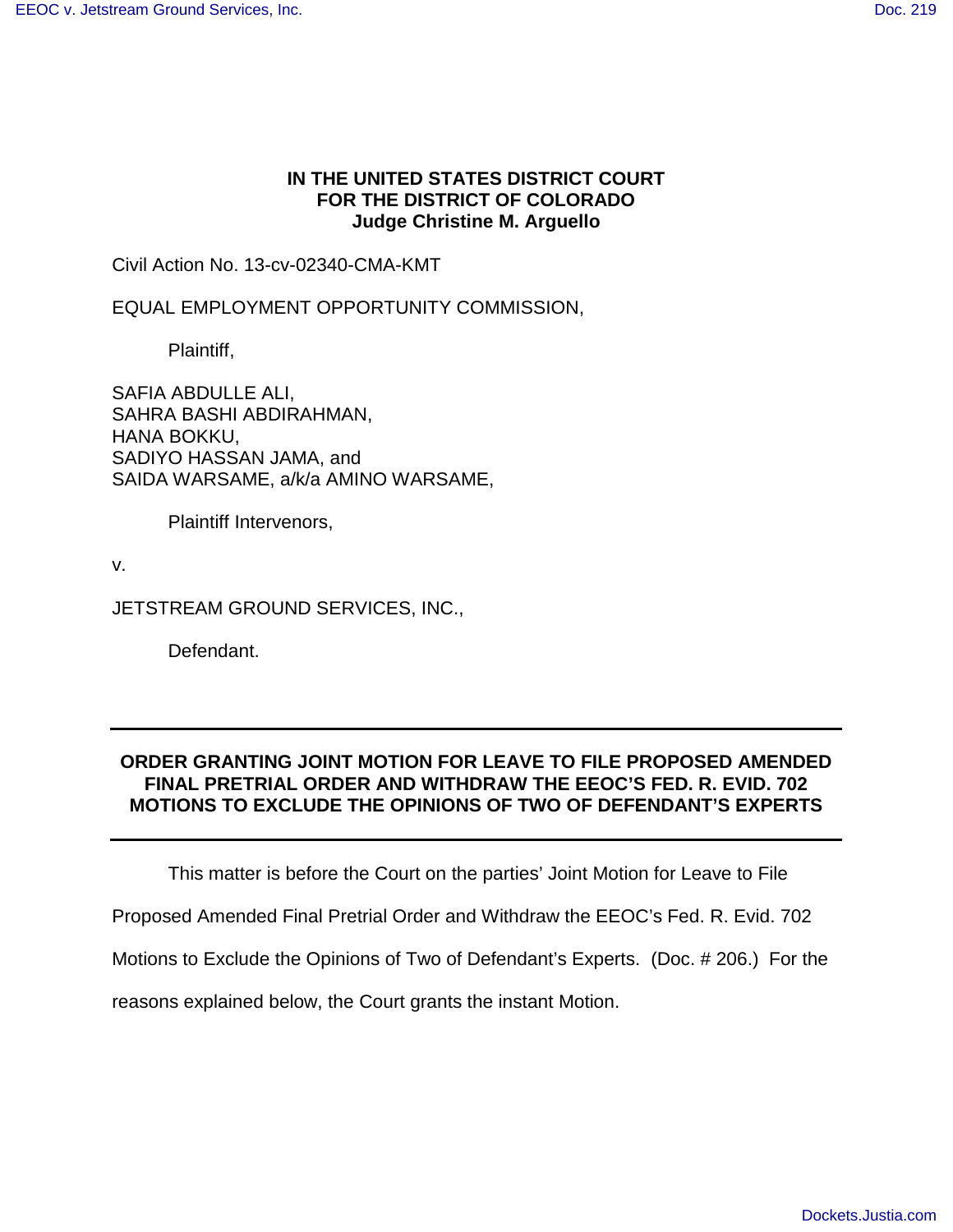**IN THE UNITED STATES DISTRICT COURT**
**FOR THE DISTRICT OF COLORADO**
**Judge Christine M. Arguello**

Civil Action No. 13-cv-02340-CMA-KMT

EQUAL EMPLOYMENT OPPORTUNITY COMMISSION,

Plaintiff,

SAFIA ABDULLE ALI,
SAHRA BASHI ABDIRAHMAN,
HANA BOKKU,
SADIYO HASSAN JAMA, and
SAIDA WARSAME, a/k/a AMINO WARSAME,

Plaintiff Intervenors,

v.

JETSTREAM GROUND SERVICES, INC.,

Defendant.

---

**ORDER GRANTING JOINT MOTION FOR LEAVE TO FILE PROPOSED AMENDED FINAL PRETRIAL ORDER AND WITHDRAW THE EEOC'S FED. R. EVID. 702 MOTIONS TO EXCLUDE THE OPINIONS OF TWO OF DEFENDANT'S EXPERTS**

---

This matter is before the Court on the parties' Joint Motion for Leave to File Proposed Amended Final Pretrial Order and Withdraw the EEOC's Fed. R. Evid. 702 Motions to Exclude the Opinions of Two of Defendant's Experts. (Doc. # 206.) For the reasons explained below, the Court grants the instant Motion.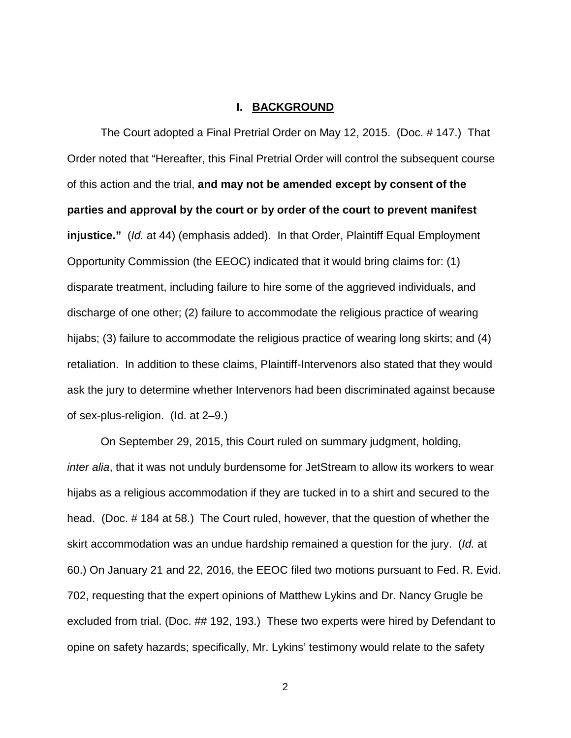## I. BACKGROUND

The Court adopted a Final Pretrial Order on May 12, 2015. (Doc. # 147.) That Order noted that "Hereafter, this Final Pretrial Order will control the subsequent course of this action and the trial, **and may not be amended except by consent of the parties and approval by the court or by order of the court to prevent manifest injustice."** (*Id.* at 44) (emphasis added). In that Order, Plaintiff Equal Employment Opportunity Commission (the EEOC) indicated that it would bring claims for: (1) disparate treatment, including failure to hire some of the aggrieved individuals, and discharge of one other; (2) failure to accommodate the religious practice of wearing hijabs; (3) failure to accommodate the religious practice of wearing long skirts; and (4) retaliation. In addition to these claims, Plaintiff-Intervenors also stated that they would ask the jury to determine whether Intervenors had been discriminated against because of sex-plus-religion. (Id. at 2–9.)

On September 29, 2015, this Court ruled on summary judgment, holding, *inter alia*, that it was not unduly burdensome for JetStream to allow its workers to wear hijabs as a religious accommodation if they are tucked in to a shirt and secured to the head. (Doc. # 184 at 58.) The Court ruled, however, that the question of whether the skirt accommodation was an undue hardship remained a question for the jury. (*Id.* at 60.) On January 21 and 22, 2016, the EEOC filed two motions pursuant to Fed. R. Evid. 702, requesting that the expert opinions of Matthew Lykins and Dr. Nancy Grugle be excluded from trial. (Doc. ## 192, 193.) These two experts were hired by Defendant to opine on safety hazards; specifically, Mr. Lykins' testimony would relate to the safety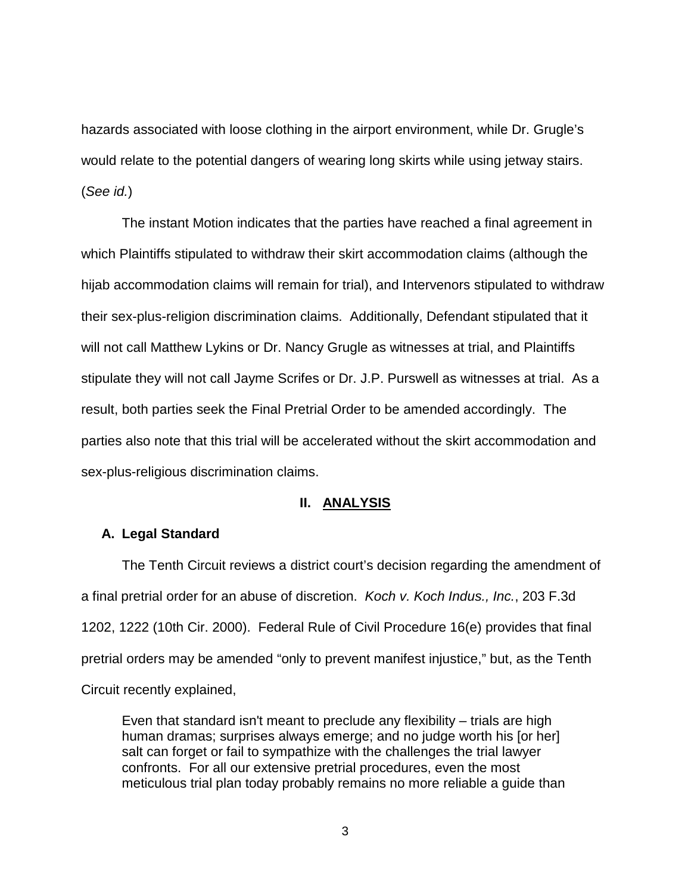hazards associated with loose clothing in the airport environment, while Dr. Grugle's would relate to the potential dangers of wearing long skirts while using jetway stairs. (*See id.*)

The instant Motion indicates that the parties have reached a final agreement in which Plaintiffs stipulated to withdraw their skirt accommodation claims (although the hijab accommodation claims will remain for trial), and Intervenors stipulated to withdraw their sex-plus-religion discrimination claims. Additionally, Defendant stipulated that it will not call Matthew Lykins or Dr. Nancy Grugle as witnesses at trial, and Plaintiffs stipulate they will not call Jayme Scrifes or Dr. J.P. Purswell as witnesses at trial. As a result, both parties seek the Final Pretrial Order to be amended accordingly. The parties also note that this trial will be accelerated without the skirt accommodation and sex-plus-religious discrimination claims.

## II. ANALYSIS

### A. Legal Standard

The Tenth Circuit reviews a district court's decision regarding the amendment of a final pretrial order for an abuse of discretion. *Koch v. Koch Indus., Inc.*, 203 F.3d 1202, 1222 (10th Cir. 2000). Federal Rule of Civil Procedure 16(e) provides that final pretrial orders may be amended "only to prevent manifest injustice," but, as the Tenth Circuit recently explained,

> Even that standard isn't meant to preclude any flexibility – trials are high human dramas; surprises always emerge; and no judge worth his [or her] salt can forget or fail to sympathize with the challenges the trial lawyer confronts. For all our extensive pretrial procedures, even the most meticulous trial plan today probably remains no more reliable a guide than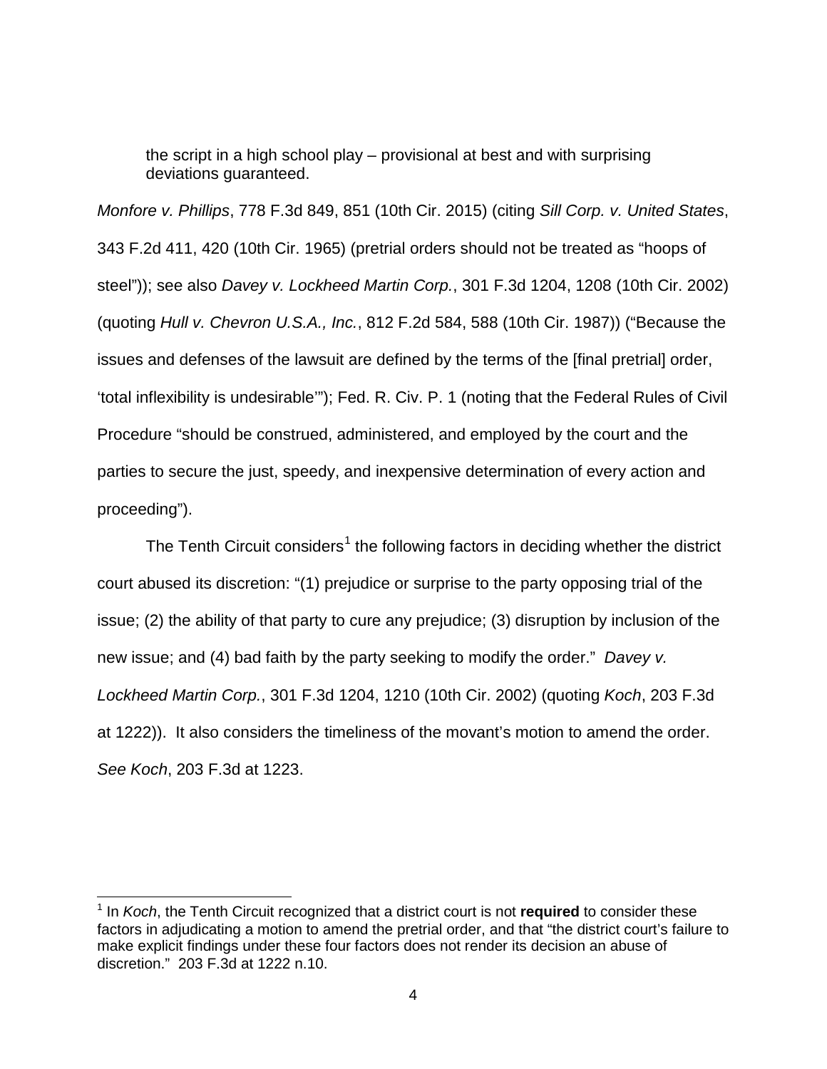> the script in a high school play – provisional at best and with surprising deviations guaranteed.

*Monfore v. Phillips*, 778 F.3d 849, 851 (10th Cir. 2015) (citing *Sill Corp. v. United States*, 343 F.2d 411, 420 (10th Cir. 1965) (pretrial orders should not be treated as "hoops of steel")); see also *Davey v. Lockheed Martin Corp.*, 301 F.3d 1204, 1208 (10th Cir. 2002) (quoting *Hull v. Chevron U.S.A., Inc.*, 812 F.2d 584, 588 (10th Cir. 1987)) ("Because the issues and defenses of the lawsuit are defined by the terms of the [final pretrial] order, 'total inflexibility is undesirable'"); Fed. R. Civ. P. 1 (noting that the Federal Rules of Civil Procedure "should be construed, administered, and employed by the court and the parties to secure the just, speedy, and inexpensive determination of every action and proceeding").

The Tenth Circuit considers[1] the following factors in deciding whether the district court abused its discretion: "(1) prejudice or surprise to the party opposing trial of the issue; (2) the ability of that party to cure any prejudice; (3) disruption by inclusion of the new issue; and (4) bad faith by the party seeking to modify the order." *Davey v. Lockheed Martin Corp.*, 301 F.3d 1204, 1210 (10th Cir. 2002) (quoting *Koch*, 203 F.3d at 1222)). It also considers the timeliness of the movant's motion to amend the order. *See Koch*, 203 F.3d at 1223.

---

[1] In *Koch*, the Tenth Circuit recognized that a district court is not **required** to consider these factors in adjudicating a motion to amend the pretrial order, and that "the district court's failure to make explicit findings under these four factors does not render its decision an abuse of discretion." 203 F.3d at 1222 n.10.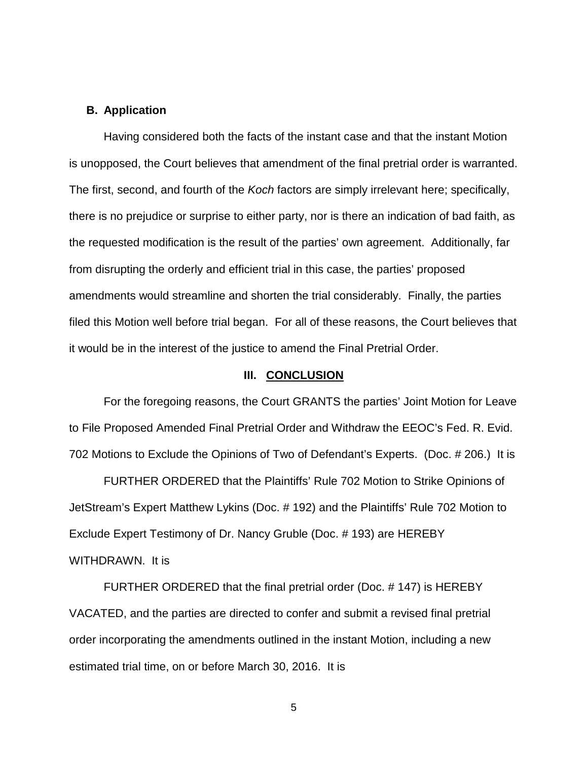### B. Application

Having considered both the facts of the instant case and that the instant Motion is unopposed, the Court believes that amendment of the final pretrial order is warranted. The first, second, and fourth of the *Koch* factors are simply irrelevant here; specifically, there is no prejudice or surprise to either party, nor is there an indication of bad faith, as the requested modification is the result of the parties' own agreement. Additionally, far from disrupting the orderly and efficient trial in this case, the parties' proposed amendments would streamline and shorten the trial considerably. Finally, the parties filed this Motion well before trial began. For all of these reasons, the Court believes that it would be in the interest of the justice to amend the Final Pretrial Order.

## III. CONCLUSION

For the foregoing reasons, the Court GRANTS the parties' Joint Motion for Leave to File Proposed Amended Final Pretrial Order and Withdraw the EEOC's Fed. R. Evid. 702 Motions to Exclude the Opinions of Two of Defendant's Experts. (Doc. # 206.) It is

FURTHER ORDERED that the Plaintiffs' Rule 702 Motion to Strike Opinions of JetStream's Expert Matthew Lykins (Doc. # 192) and the Plaintiffs' Rule 702 Motion to Exclude Expert Testimony of Dr. Nancy Gruble (Doc. # 193) are HEREBY WITHDRAWN. It is

FURTHER ORDERED that the final pretrial order (Doc. # 147) is HEREBY VACATED, and the parties are directed to confer and submit a revised final pretrial order incorporating the amendments outlined in the instant Motion, including a new estimated trial time, on or before March 30, 2016. It is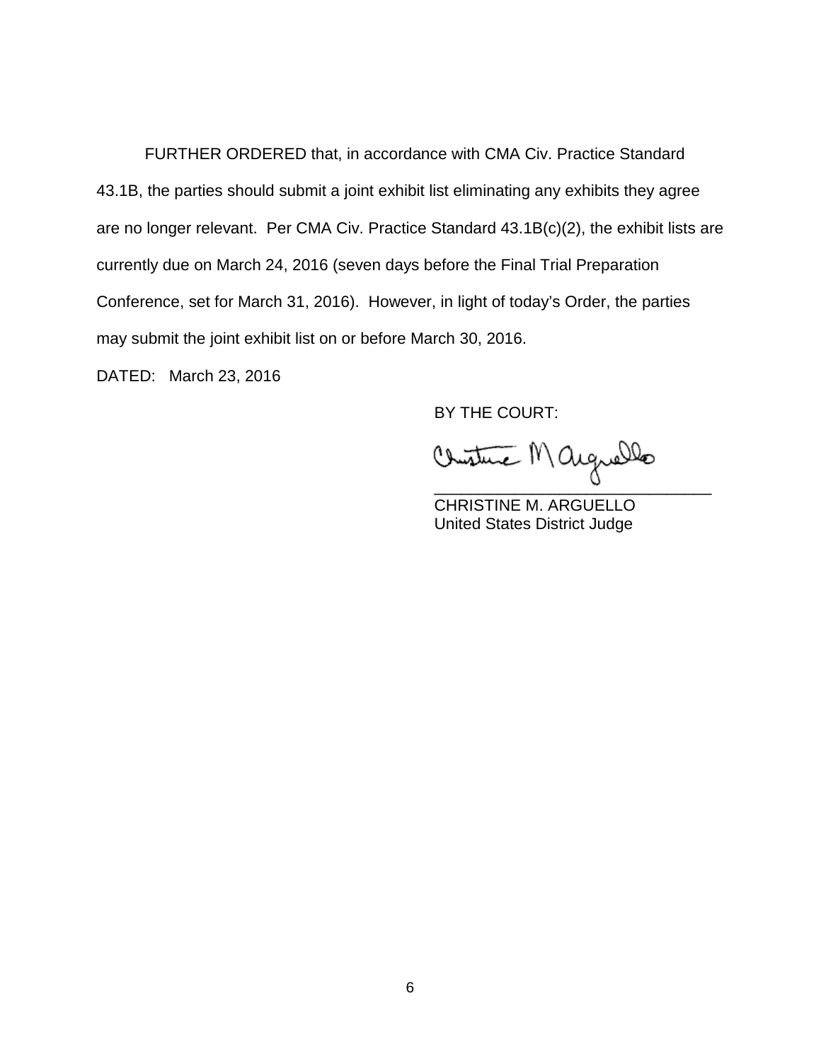FURTHER ORDERED that, in accordance with CMA Civ. Practice Standard 43.1B, the parties should submit a joint exhibit list eliminating any exhibits they agree are no longer relevant. Per CMA Civ. Practice Standard 43.1B(c)(2), the exhibit lists are currently due on March 24, 2016 (seven days before the Final Trial Preparation Conference, set for March 31, 2016). However, in light of today's Order, the parties may submit the joint exhibit list on or before March 30, 2016.

DATED: March 23, 2016

BY THE COURT:

Christine M. Arguello

\_\_\_\_\_\_\_\_\_\_\_\_\_\_\_\_\_\_\_\_\_\_\_\_\_\_\_\_\_\_\_\_

CHRISTINE M. ARGUELLO
United States District Judge